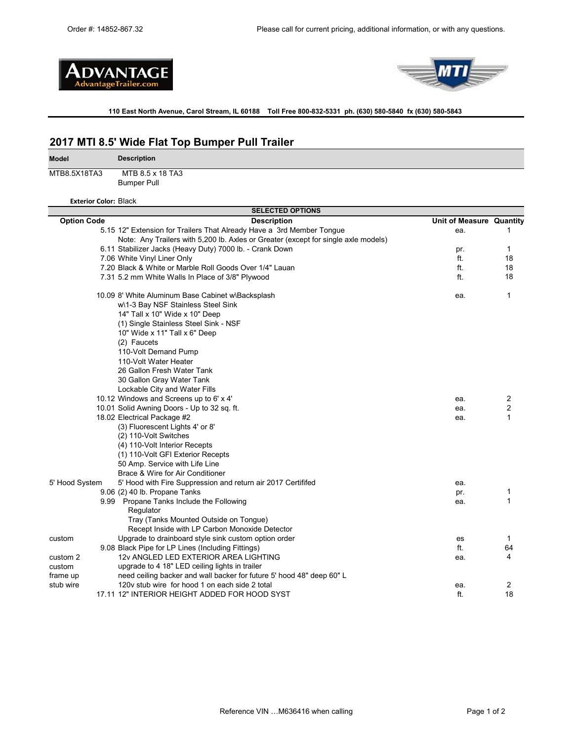Order #: 14852-867.32 Please call for current pricing, additional information, or with any questions.

**ADVANTAGE** AdvantageTrailer.com

**MTI**

**110 East North Avenue, Carol Stream, IL 60188 Toll Free 800-832-5331 ph. (630) 580-5840 fx (630) 580-5843**

## 2017 MTI 8.5' Wide Flat Top Bumper Pull Trailer

| Model | Description |
|---|---|
| MTB8.5X18TA3 | MTB 8.5 x 18 TA3<br>Bumper Pull |

**Exterior Color:** Black

**SELECTED OPTIONS**

| Option Code | Description | Unit of Measure | Quantity |
|---|---|---|---|
| 5.15 | 12" Extension for Trailers That Already Have a 3rd Member Tongue<br>Note: Any Trailers with 5,200 lb. Axles or Greater (except for single axle models) | ea. | 1 |
| 6.11 | Stabilizer Jacks (Heavy Duty) 7000 lb. - Crank Down | pr. | 1 |
| 7.06 | White Vinyl Liner Only | ft. | 18 |
| 7.20 | Black & White or Marble Roll Goods Over 1/4" Lauan | ft. | 18 |
| 7.31 | 5.2 mm White Walls In Place of 3/8" Plywood | ft. | 18 |
| 10.09 | 8' White Aluminum Base Cabinet w\Backsplash<br>w\1-3 Bay NSF Stainless Steel Sink<br>14" Tall x 10" Wide x 10" Deep<br>(1) Single Stainless Steel Sink - NSF<br>10" Wide x 11" Tall x 6" Deep<br>(2) Faucets<br>110-Volt Demand Pump<br>110-Volt Water Heater<br>26 Gallon Fresh Water Tank<br>30 Gallon Gray Water Tank<br>Lockable City and Water Fills | ea. | 1 |
| 10.12 | Windows and Screens up to 6' x 4' | ea. | 2 |
| 10.01 | Solid Awning Doors - Up to 32 sq. ft. | ea. | 2 |
| 18.02 | Electrical Package #2<br>(3) Fluorescent Lights 4' or 8'<br>(2) 110-Volt Switches<br>(4) 110-Volt Interior Recepts<br>(1) 110-Volt GFI Exterior Recepts<br>50 Amp. Service with Life Line<br>Brace & Wire for Air Conditioner | ea. | 1 |
| 5' Hood System | 5' Hood with Fire Suppression and return air 2017 Certififed | ea. | |
| 9.06 | (2) 40 lb. Propane Tanks | pr. | 1 |
| 9.99 | Propane Tanks Include the Following<br>Regulator<br>Tray (Tanks Mounted Outside on Tongue)<br>Recept Inside with LP Carbon Monoxide Detector | ea. | 1 |
| custom | Upgrade to drainboard style sink custom option order | es | 1 |
| 9.08 | Black Pipe for LP Lines (Including Fittings) | ft. | 64 |
| custom 2 | 12v ANGLED LED EXTERIOR AREA LIGHTING | ea. | 4 |
| custom | upgrade to 4 18" LED ceiling lights in trailer | | |
| frame up | need ceiling backer and wall backer for future 5' hood 48" deep 60" L | | |
| stub wire | 120v stub wire for hood 1 on each side 2 total | ea. | 2 |
| 17.11 | 12" INTERIOR HEIGHT ADDED FOR HOOD SYST | ft. | 18 |

Reference VIN …M636416 when calling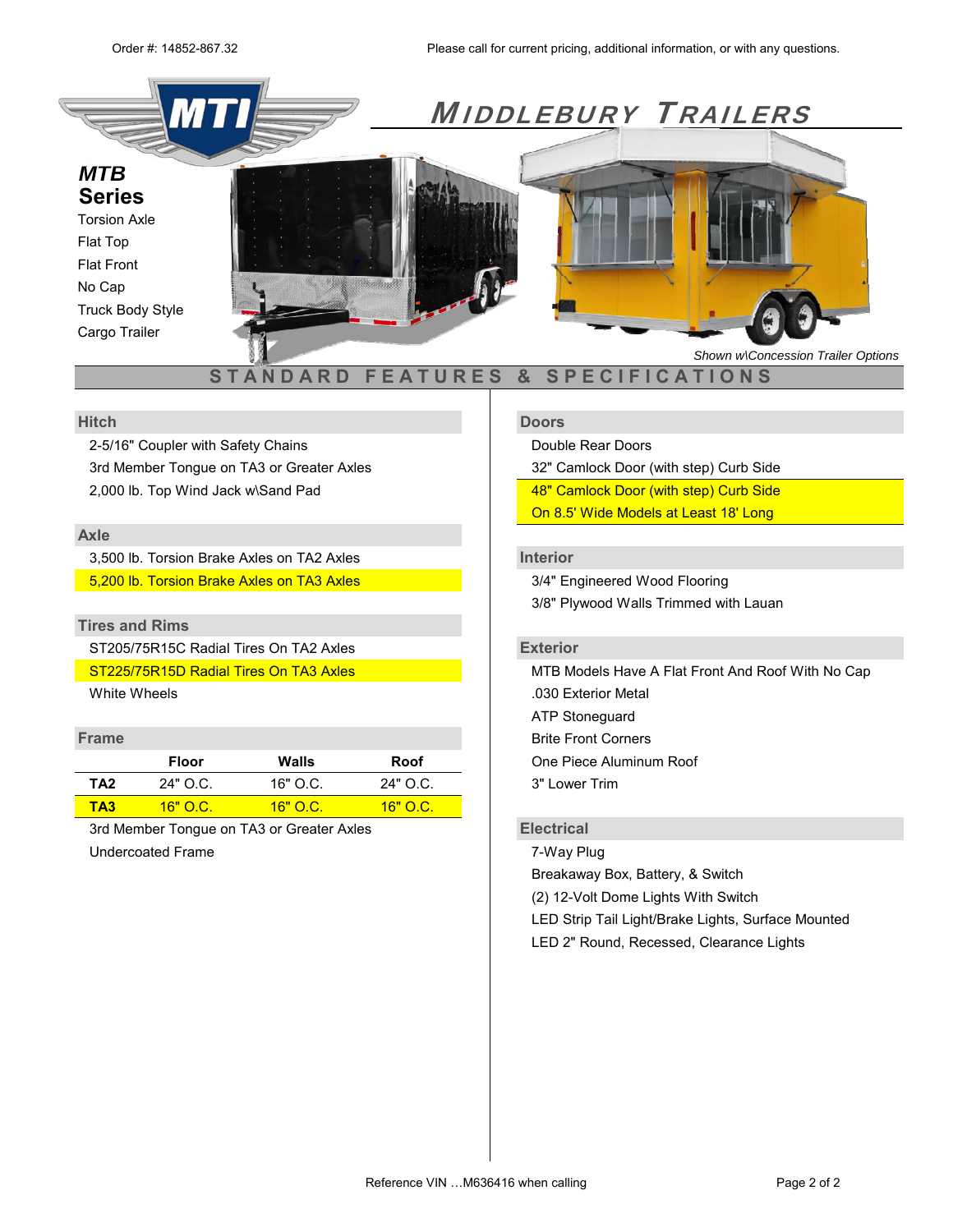Order #: 14852-867.32

Please call for current pricing, additional information, or with any questions.

# MIDDLEBURY TRAILERS

## MTB Series

Torsion Axle
Flat Top
Flat Front
No Cap
Truck Body Style
Cargo Trailer

*Shown w\Concession Trailer Options*

## STANDARD FEATURES & SPECIFICATIONS

### Hitch

- 2-5/16" Coupler with Safety Chains
- 3rd Member Tongue on TA3 or Greater Axles
- 2,000 lb. Top Wind Jack w\Sand Pad

### Axle

- 3,500 lb. Torsion Brake Axles on TA2 Axles
- 5,200 lb. Torsion Brake Axles on TA3 Axles

### Tires and Rims

- ST205/75R15C Radial Tires On TA2 Axles
- ST225/75R15D Radial Tires On TA3 Axles
- White Wheels

### Frame

| | Floor | Walls | Roof |
|---|---|---|---|
| TA2 | 24" O.C. | 16" O.C. | 24" O.C. |
| TA3 | 16" O.C. | 16" O.C. | 16" O.C. |

- 3rd Member Tongue on TA3 or Greater Axles
- Undercoated Frame

### Doors

- Double Rear Doors
- 32" Camlock Door (with step) Curb Side
- 48" Camlock Door (with step) Curb Side On 8.5' Wide Models at Least 18' Long

### Interior

- 3/4" Engineered Wood Flooring
- 3/8" Plywood Walls Trimmed with Lauan

### Exterior

- MTB Models Have A Flat Front And Roof With No Cap
- .030 Exterior Metal
- ATP Stoneguard
- Brite Front Corners
- One Piece Aluminum Roof
- 3" Lower Trim

### Electrical

- 7-Way Plug
- Breakaway Box, Battery, & Switch
- (2) 12-Volt Dome Lights With Switch
- LED Strip Tail Light/Brake Lights, Surface Mounted
- LED 2" Round, Recessed, Clearance Lights

Reference VIN …M636416 when calling